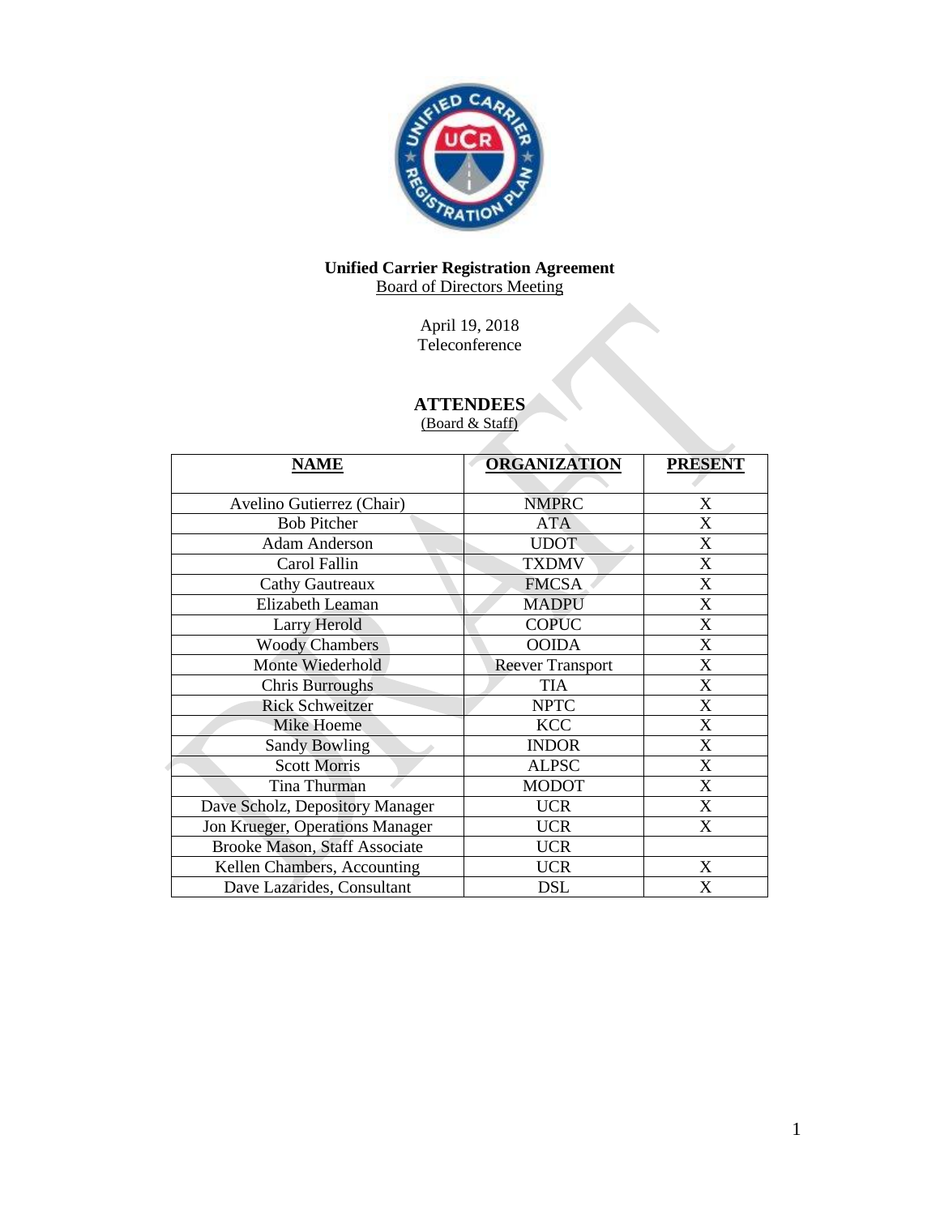**Unified Carrier Registration Agreement**

Board of Directors Meeting

April 19, 2018

Teleconference

## ATTENDEES

(Board & Staff)

| NAME | ORGANIZATION | PRESENT |
|---|---|---|
| Avelino Gutierrez (Chair) | NMPRC | X |
| Bob Pitcher | ATA | X |
| Adam Anderson | UDOT | X |
| Carol Fallin | TXDMV | X |
| Cathy Gautreaux | FMCSA | X |
| Elizabeth Leaman | MADPU | X |
| Larry Herold | COPUC | X |
| Woody Chambers | OOIDA | X |
| Monte Wiederhold | Reever Transport | X |
| Chris Burroughs | TIA | X |
| Rick Schweitzer | NPTC | X |
| Mike Hoeme | KCC | X |
| Sandy Bowling | INDOR | X |
| Scott Morris | ALPSC | X |
| Tina Thurman | MODOT | X |
| Dave Scholz, Depository Manager | UCR | X |
| Jon Krueger, Operations Manager | UCR | X |
| Brooke Mason, Staff Associate | UCR | |
| Kellen Chambers, Accounting | UCR | X |
| Dave Lazarides, Consultant | DSL | X |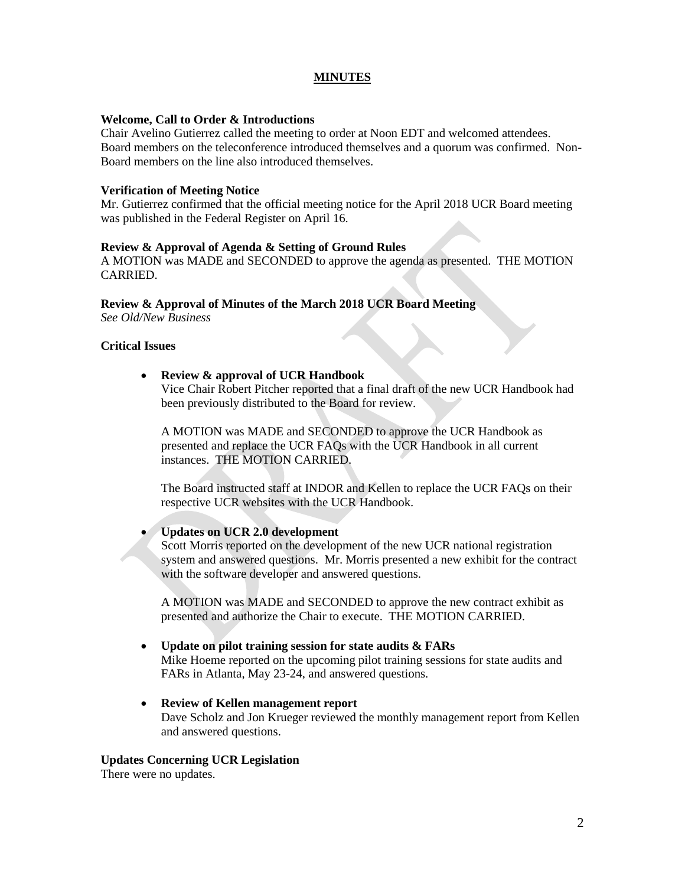# MINUTES

**Welcome, Call to Order & Introductions**

Chair Avelino Gutierrez called the meeting to order at Noon EDT and welcomed attendees. Board members on the teleconference introduced themselves and a quorum was confirmed. Non-Board members on the line also introduced themselves.

**Verification of Meeting Notice**

Mr. Gutierrez confirmed that the official meeting notice for the April 2018 UCR Board meeting was published in the Federal Register on April 16.

**Review & Approval of Agenda & Setting of Ground Rules**

A MOTION was MADE and SECONDED to approve the agenda as presented. THE MOTION CARRIED.

**Review & Approval of Minutes of the March 2018 UCR Board Meeting**

*See Old/New Business*

**Critical Issues**

- **Review & approval of UCR Handbook**

  Vice Chair Robert Pitcher reported that a final draft of the new UCR Handbook had been previously distributed to the Board for review.

  A MOTION was MADE and SECONDED to approve the UCR Handbook as presented and replace the UCR FAQs with the UCR Handbook in all current instances. THE MOTION CARRIED.

  The Board instructed staff at INDOR and Kellen to replace the UCR FAQs on their respective UCR websites with the UCR Handbook.

- **Updates on UCR 2.0 development**

  Scott Morris reported on the development of the new UCR national registration system and answered questions. Mr. Morris presented a new exhibit for the contract with the software developer and answered questions.

  A MOTION was MADE and SECONDED to approve the new contract exhibit as presented and authorize the Chair to execute. THE MOTION CARRIED.

- **Update on pilot training session for state audits & FARs**

  Mike Hoeme reported on the upcoming pilot training sessions for state audits and FARs in Atlanta, May 23-24, and answered questions.

- **Review of Kellen management report**

  Dave Scholz and Jon Krueger reviewed the monthly management report from Kellen and answered questions.

**Updates Concerning UCR Legislation**

There were no updates.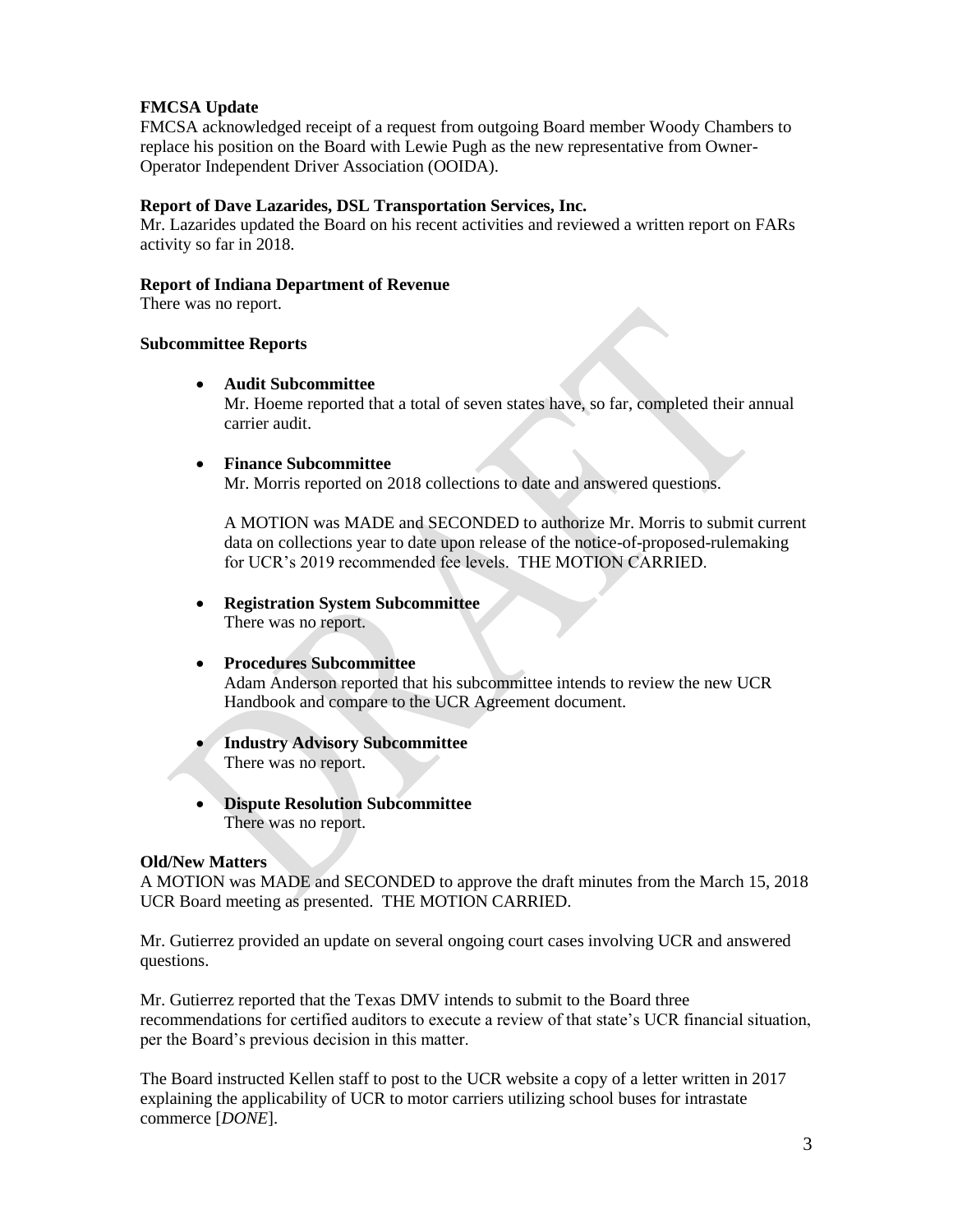**FMCSA Update**

FMCSA acknowledged receipt of a request from outgoing Board member Woody Chambers to replace his position on the Board with Lewie Pugh as the new representative from Owner-Operator Independent Driver Association (OOIDA).

**Report of Dave Lazarides, DSL Transportation Services, Inc.**

Mr. Lazarides updated the Board on his recent activities and reviewed a written report on FARs activity so far in 2018.

**Report of Indiana Department of Revenue**

There was no report.

**Subcommittee Reports**

- **Audit Subcommittee**
  Mr. Hoeme reported that a total of seven states have, so far, completed their annual carrier audit.

- **Finance Subcommittee**
  Mr. Morris reported on 2018 collections to date and answered questions.

  A MOTION was MADE and SECONDED to authorize Mr. Morris to submit current data on collections year to date upon release of the notice-of-proposed-rulemaking for UCR's 2019 recommended fee levels. THE MOTION CARRIED.

- **Registration System Subcommittee**
  There was no report.

- **Procedures Subcommittee**
  Adam Anderson reported that his subcommittee intends to review the new UCR Handbook and compare to the UCR Agreement document.

- **Industry Advisory Subcommittee**
  There was no report.

- **Dispute Resolution Subcommittee**
  There was no report.

**Old/New Matters**

A MOTION was MADE and SECONDED to approve the draft minutes from the March 15, 2018 UCR Board meeting as presented. THE MOTION CARRIED.

Mr. Gutierrez provided an update on several ongoing court cases involving UCR and answered questions.

Mr. Gutierrez reported that the Texas DMV intends to submit to the Board three recommendations for certified auditors to execute a review of that state's UCR financial situation, per the Board's previous decision in this matter.

The Board instructed Kellen staff to post to the UCR website a copy of a letter written in 2017 explaining the applicability of UCR to motor carriers utilizing school buses for intrastate commerce [*DONE*].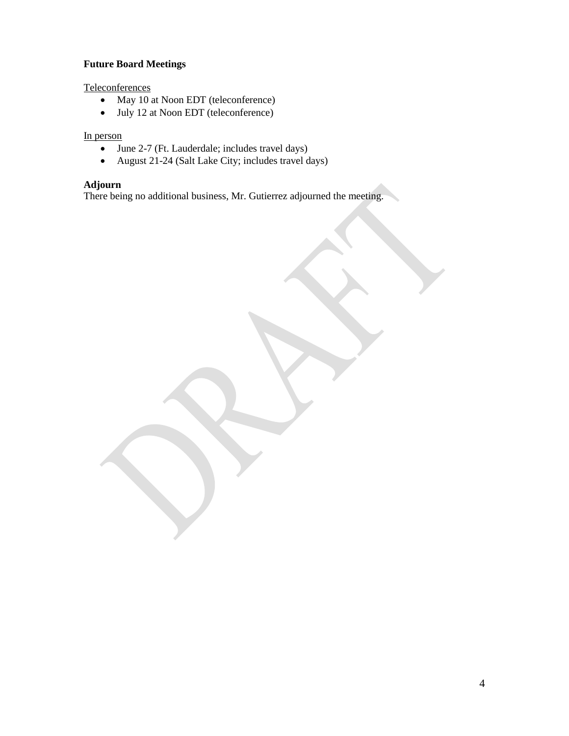**Future Board Meetings**

Teleconferences

- May 10 at Noon EDT (teleconference)
- July 12 at Noon EDT (teleconference)

In person

- June 2-7 (Ft. Lauderdale; includes travel days)
- August 21-24 (Salt Lake City; includes travel days)

**Adjourn**

There being no additional business, Mr. Gutierrez adjourned the meeting.